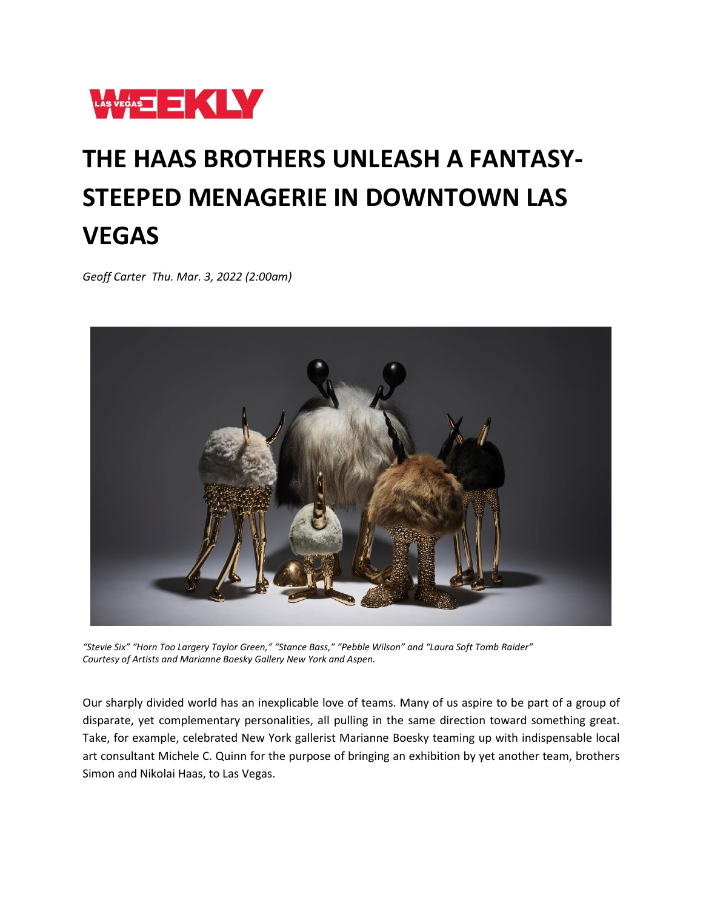# THE HAAS BROTHERS UNLEASH A FANTASY-STEEPED MENAGERIE IN DOWNTOWN LAS VEGAS

*Geoff Carter Thu. Mar. 3, 2022 (2:00am)*

*"Stevie Six" "Horn Too Largery Taylor Green," "Stance Bass," "Pebble Wilson" and "Laura Soft Tomb Raider" Courtesy of Artists and Marianne Boesky Gallery New York and Aspen.*

Our sharply divided world has an inexplicable love of teams. Many of us aspire to be part of a group of disparate, yet complementary personalities, all pulling in the same direction toward something great. Take, for example, celebrated New York gallerist Marianne Boesky teaming up with indispensable local art consultant Michele C. Quinn for the purpose of bringing an exhibition by yet another team, brothers Simon and Nikolai Haas, to Las Vegas.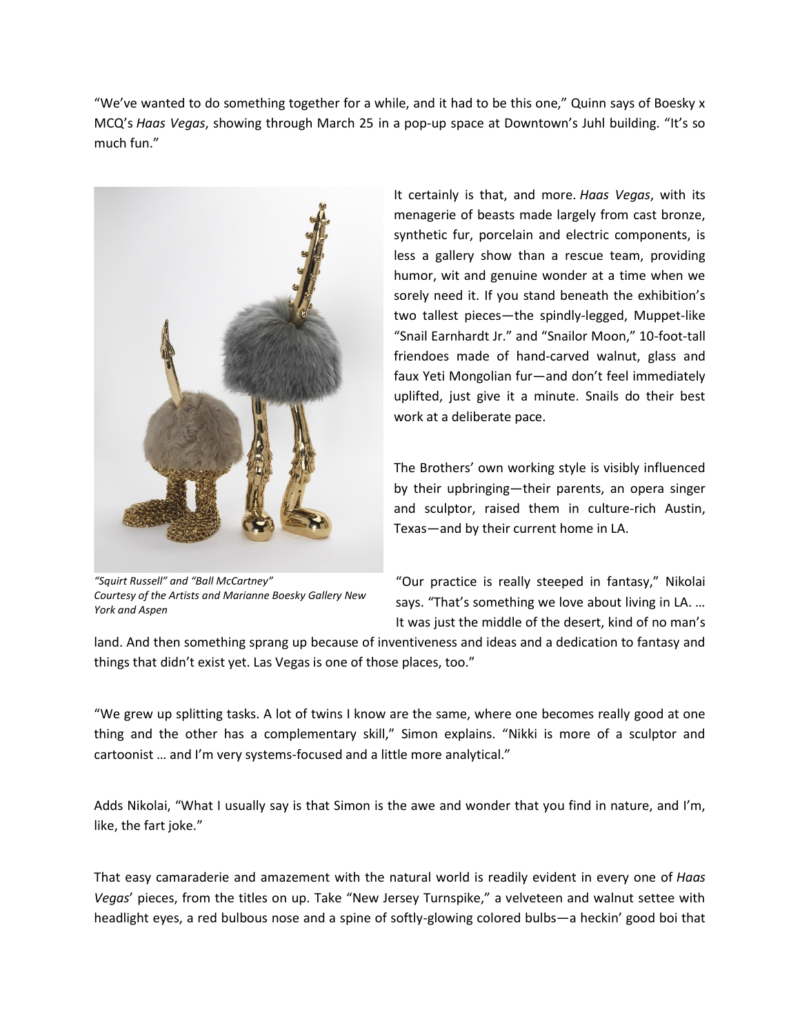"We've wanted to do something together for a while, and it had to be this one," Quinn says of Boesky x MCQ's *Haas Vegas*, showing through March 25 in a pop-up space at Downtown's Juhl building. "It's so much fun."

It certainly is that, and more. *Haas Vegas*, with its menagerie of beasts made largely from cast bronze, synthetic fur, porcelain and electric components, is less a gallery show than a rescue team, providing humor, wit and genuine wonder at a time when we sorely need it. If you stand beneath the exhibition's two tallest pieces—the spindly-legged, Muppet-like "Snail Earnhardt Jr." and "Snailor Moon," 10-foot-tall friendoes made of hand-carved walnut, glass and faux Yeti Mongolian fur—and don't feel immediately uplifted, just give it a minute. Snails do their best work at a deliberate pace.

*"Squirt Russell" and "Ball McCartney"*
*Courtesy of the Artists and Marianne Boesky Gallery New York and Aspen*

The Brothers' own working style is visibly influenced by their upbringing—their parents, an opera singer and sculptor, raised them in culture-rich Austin, Texas—and by their current home in LA.

"Our practice is really steeped in fantasy," Nikolai says. "That's something we love about living in LA. … It was just the middle of the desert, kind of no man's land. And then something sprang up because of inventiveness and ideas and a dedication to fantasy and things that didn't exist yet. Las Vegas is one of those places, too."

"We grew up splitting tasks. A lot of twins I know are the same, where one becomes really good at one thing and the other has a complementary skill," Simon explains. "Nikki is more of a sculptor and cartoonist … and I'm very systems-focused and a little more analytical."

Adds Nikolai, "What I usually say is that Simon is the awe and wonder that you find in nature, and I'm, like, the fart joke."

That easy camaraderie and amazement with the natural world is readily evident in every one of *Haas Vegas*' pieces, from the titles on up. Take "New Jersey Turnspike," a velveteen and walnut settee with headlight eyes, a red bulbous nose and a spine of softly-glowing colored bulbs—a heckin' good boi that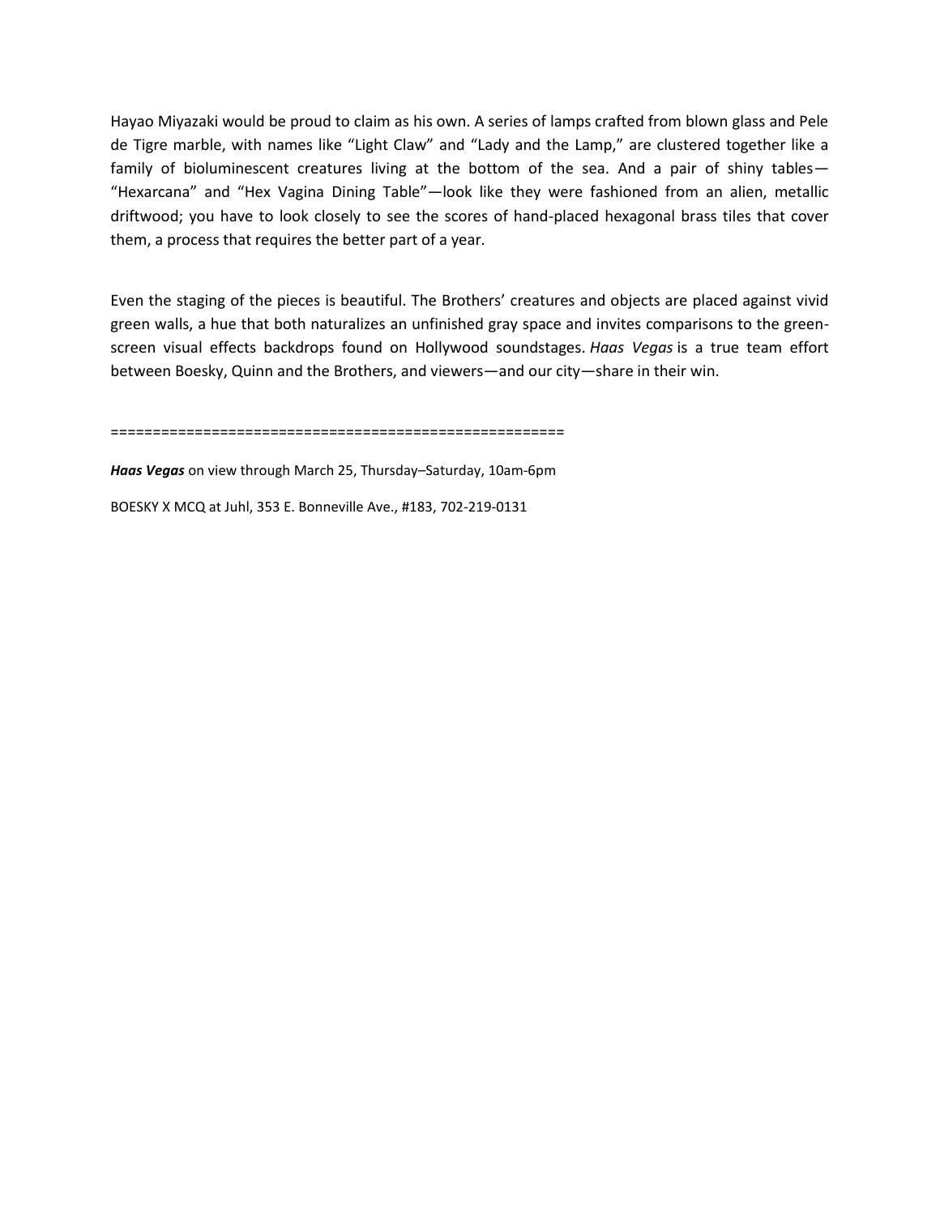Hayao Miyazaki would be proud to claim as his own. A series of lamps crafted from blown glass and Pele de Tigre marble, with names like "Light Claw" and "Lady and the Lamp," are clustered together like a family of bioluminescent creatures living at the bottom of the sea. And a pair of shiny tables—"Hexarcana" and "Hex Vagina Dining Table"—look like they were fashioned from an alien, metallic driftwood; you have to look closely to see the scores of hand-placed hexagonal brass tiles that cover them, a process that requires the better part of a year.

Even the staging of the pieces is beautiful. The Brothers' creatures and objects are placed against vivid green walls, a hue that both naturalizes an unfinished gray space and invites comparisons to the green-screen visual effects backdrops found on Hollywood soundstages. *Haas Vegas* is a true team effort between Boesky, Quinn and the Brothers, and viewers—and our city—share in their win.

=====================================================

***Haas Vegas*** on view through March 25, Thursday–Saturday, 10am-6pm

BOESKY X MCQ at Juhl, 353 E. Bonneville Ave., #183, 702-219-0131